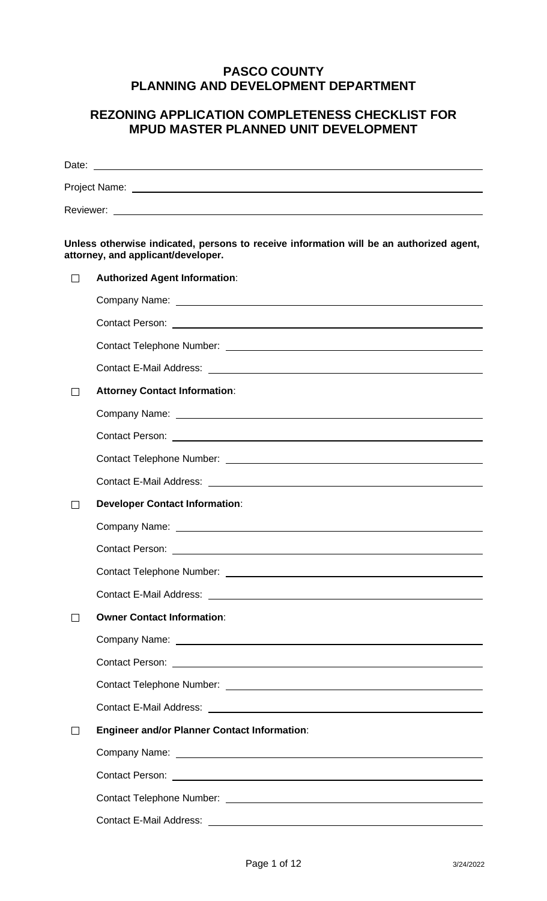# PASCO COUNTY
# PLANNING AND DEVELOPMENT DEPARTMENT

## REZONING APPLICATION COMPLETENESS CHECKLIST FOR MPUD MASTER PLANNED UNIT DEVELOPMENT

Date: \_\_\_\_\_\_\_\_\_\_\_\_\_\_\_\_\_\_\_\_\_\_\_\_\_\_\_\_\_\_\_\_\_\_\_\_\_\_\_\_

Project Name: \_\_\_\_\_\_\_\_\_\_\_\_\_\_\_\_\_\_\_\_\_\_\_\_\_\_\_\_\_\_\_\_\_\_\_\_\_\_\_\_

Reviewer: \_\_\_\_\_\_\_\_\_\_\_\_\_\_\_\_\_\_\_\_\_\_\_\_\_\_\_\_\_\_\_\_\_\_\_\_\_\_\_\_

**Unless otherwise indicated, persons to receive information will be an authorized agent, attorney, and applicant/developer.**

☐ **Authorized Agent Information**:

Company Name: \_\_\_\_\_\_\_\_\_\_\_\_\_\_\_\_\_\_\_\_\_\_\_\_\_\_\_\_\_\_\_\_\_\_\_\_\_\_\_\_

Contact Person: \_\_\_\_\_\_\_\_\_\_\_\_\_\_\_\_\_\_\_\_\_\_\_\_\_\_\_\_\_\_\_\_\_\_\_\_\_\_\_\_

Contact Telephone Number: \_\_\_\_\_\_\_\_\_\_\_\_\_\_\_\_\_\_\_\_\_\_\_\_\_\_\_\_\_\_\_\_\_\_\_\_\_\_\_\_

Contact E-Mail Address: \_\_\_\_\_\_\_\_\_\_\_\_\_\_\_\_\_\_\_\_\_\_\_\_\_\_\_\_\_\_\_\_\_\_\_\_\_\_\_\_

☐ **Attorney Contact Information**:

Company Name: \_\_\_\_\_\_\_\_\_\_\_\_\_\_\_\_\_\_\_\_\_\_\_\_\_\_\_\_\_\_\_\_\_\_\_\_\_\_\_\_

Contact Person: \_\_\_\_\_\_\_\_\_\_\_\_\_\_\_\_\_\_\_\_\_\_\_\_\_\_\_\_\_\_\_\_\_\_\_\_\_\_\_\_

Contact Telephone Number: \_\_\_\_\_\_\_\_\_\_\_\_\_\_\_\_\_\_\_\_\_\_\_\_\_\_\_\_\_\_\_\_\_\_\_\_\_\_\_\_

Contact E-Mail Address: \_\_\_\_\_\_\_\_\_\_\_\_\_\_\_\_\_\_\_\_\_\_\_\_\_\_\_\_\_\_\_\_\_\_\_\_\_\_\_\_

☐ **Developer Contact Information**:

Company Name: \_\_\_\_\_\_\_\_\_\_\_\_\_\_\_\_\_\_\_\_\_\_\_\_\_\_\_\_\_\_\_\_\_\_\_\_\_\_\_\_

Contact Person: \_\_\_\_\_\_\_\_\_\_\_\_\_\_\_\_\_\_\_\_\_\_\_\_\_\_\_\_\_\_\_\_\_\_\_\_\_\_\_\_

Contact Telephone Number: \_\_\_\_\_\_\_\_\_\_\_\_\_\_\_\_\_\_\_\_\_\_\_\_\_\_\_\_\_\_\_\_\_\_\_\_\_\_\_\_

Contact E-Mail Address: \_\_\_\_\_\_\_\_\_\_\_\_\_\_\_\_\_\_\_\_\_\_\_\_\_\_\_\_\_\_\_\_\_\_\_\_\_\_\_\_

☐ **Owner Contact Information**:

Company Name: \_\_\_\_\_\_\_\_\_\_\_\_\_\_\_\_\_\_\_\_\_\_\_\_\_\_\_\_\_\_\_\_\_\_\_\_\_\_\_\_

Contact Person: \_\_\_\_\_\_\_\_\_\_\_\_\_\_\_\_\_\_\_\_\_\_\_\_\_\_\_\_\_\_\_\_\_\_\_\_\_\_\_\_

Contact Telephone Number: \_\_\_\_\_\_\_\_\_\_\_\_\_\_\_\_\_\_\_\_\_\_\_\_\_\_\_\_\_\_\_\_\_\_\_\_\_\_\_\_

Contact E-Mail Address: \_\_\_\_\_\_\_\_\_\_\_\_\_\_\_\_\_\_\_\_\_\_\_\_\_\_\_\_\_\_\_\_\_\_\_\_\_\_\_\_

☐ **Engineer and/or Planner Contact Information**:

Company Name: \_\_\_\_\_\_\_\_\_\_\_\_\_\_\_\_\_\_\_\_\_\_\_\_\_\_\_\_\_\_\_\_\_\_\_\_\_\_\_\_

Contact Person: \_\_\_\_\_\_\_\_\_\_\_\_\_\_\_\_\_\_\_\_\_\_\_\_\_\_\_\_\_\_\_\_\_\_\_\_\_\_\_\_

Contact Telephone Number: \_\_\_\_\_\_\_\_\_\_\_\_\_\_\_\_\_\_\_\_\_\_\_\_\_\_\_\_\_\_\_\_\_\_\_\_\_\_\_\_

Contact E-Mail Address: \_\_\_\_\_\_\_\_\_\_\_\_\_\_\_\_\_\_\_\_\_\_\_\_\_\_\_\_\_\_\_\_\_\_\_\_\_\_\_\_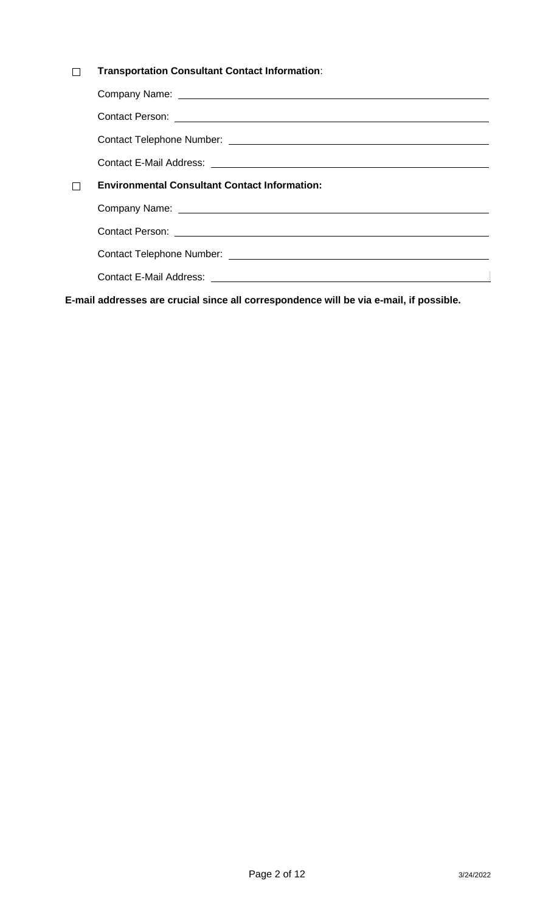☐ **Transportation Consultant Contact Information**:

Company Name: \_\_\_\_\_\_\_\_\_\_\_\_\_\_\_\_\_\_\_\_\_\_\_\_\_\_\_\_\_\_\_\_\_\_\_\_\_\_\_\_

Contact Person: \_\_\_\_\_\_\_\_\_\_\_\_\_\_\_\_\_\_\_\_\_\_\_\_\_\_\_\_\_\_\_\_\_\_\_\_\_\_\_\_

Contact Telephone Number: \_\_\_\_\_\_\_\_\_\_\_\_\_\_\_\_\_\_\_\_\_\_\_\_\_\_\_\_\_\_\_\_

Contact E-Mail Address: \_\_\_\_\_\_\_\_\_\_\_\_\_\_\_\_\_\_\_\_\_\_\_\_\_\_\_\_\_\_\_\_\_\_

☐ **Environmental Consultant Contact Information:**

Company Name: \_\_\_\_\_\_\_\_\_\_\_\_\_\_\_\_\_\_\_\_\_\_\_\_\_\_\_\_\_\_\_\_\_\_\_\_\_\_\_\_

Contact Person: \_\_\_\_\_\_\_\_\_\_\_\_\_\_\_\_\_\_\_\_\_\_\_\_\_\_\_\_\_\_\_\_\_\_\_\_\_\_\_\_

Contact Telephone Number: \_\_\_\_\_\_\_\_\_\_\_\_\_\_\_\_\_\_\_\_\_\_\_\_\_\_\_\_\_\_\_\_

Contact E-Mail Address: \_\_\_\_\_\_\_\_\_\_\_\_\_\_\_\_\_\_\_\_\_\_\_\_\_\_\_\_\_\_\_\_\_\_

**E-mail addresses are crucial since all correspondence will be via e-mail, if possible.**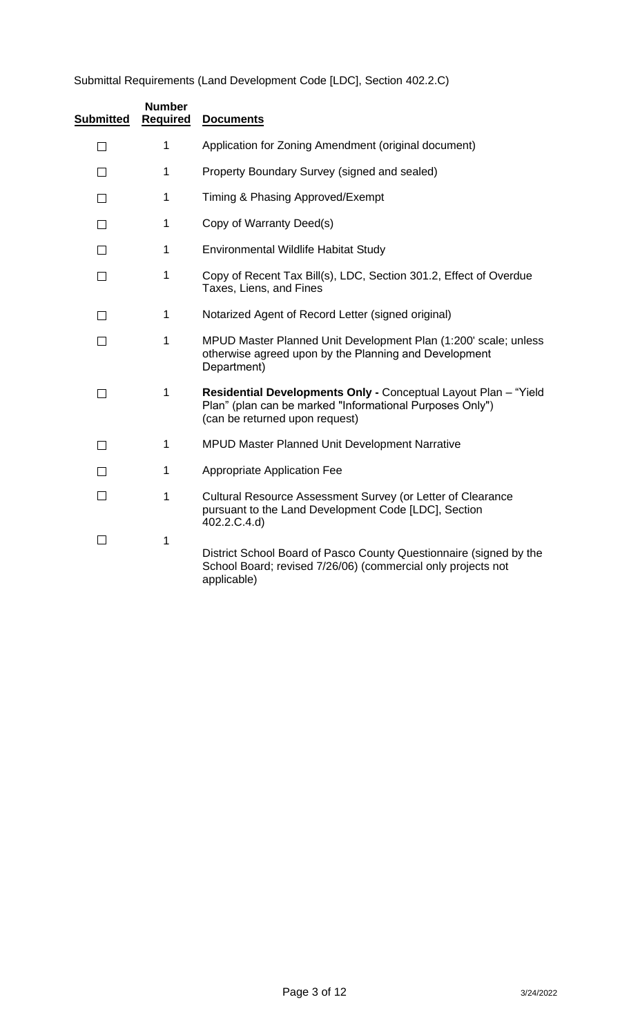Submittal Requirements (Land Development Code [LDC], Section 402.2.C)

| Submitted | Number Required | Documents |
|---|---|---|
| ☐ | 1 | Application for Zoning Amendment (original document) |
| ☐ | 1 | Property Boundary Survey (signed and sealed) |
| ☐ | 1 | Timing & Phasing Approved/Exempt |
| ☐ | 1 | Copy of Warranty Deed(s) |
| ☐ | 1 | Environmental Wildlife Habitat Study |
| ☐ | 1 | Copy of Recent Tax Bill(s), LDC, Section 301.2, Effect of Overdue Taxes, Liens, and Fines |
| ☐ | 1 | Notarized Agent of Record Letter (signed original) |
| ☐ | 1 | MPUD Master Planned Unit Development Plan (1:200' scale; unless otherwise agreed upon by the Planning and Development Department) |
| ☐ | 1 | **Residential Developments Only -** Conceptual Layout Plan – "Yield Plan" (plan can be marked "Informational Purposes Only") (can be returned upon request) |
| ☐ | 1 | MPUD Master Planned Unit Development Narrative |
| ☐ | 1 | Appropriate Application Fee |
| ☐ | 1 | Cultural Resource Assessment Survey (or Letter of Clearance pursuant to the Land Development Code [LDC], Section 402.2.C.4.d) |
| ☐ | 1 | District School Board of Pasco County Questionnaire (signed by the School Board; revised 7/26/06) (commercial only projects not applicable) |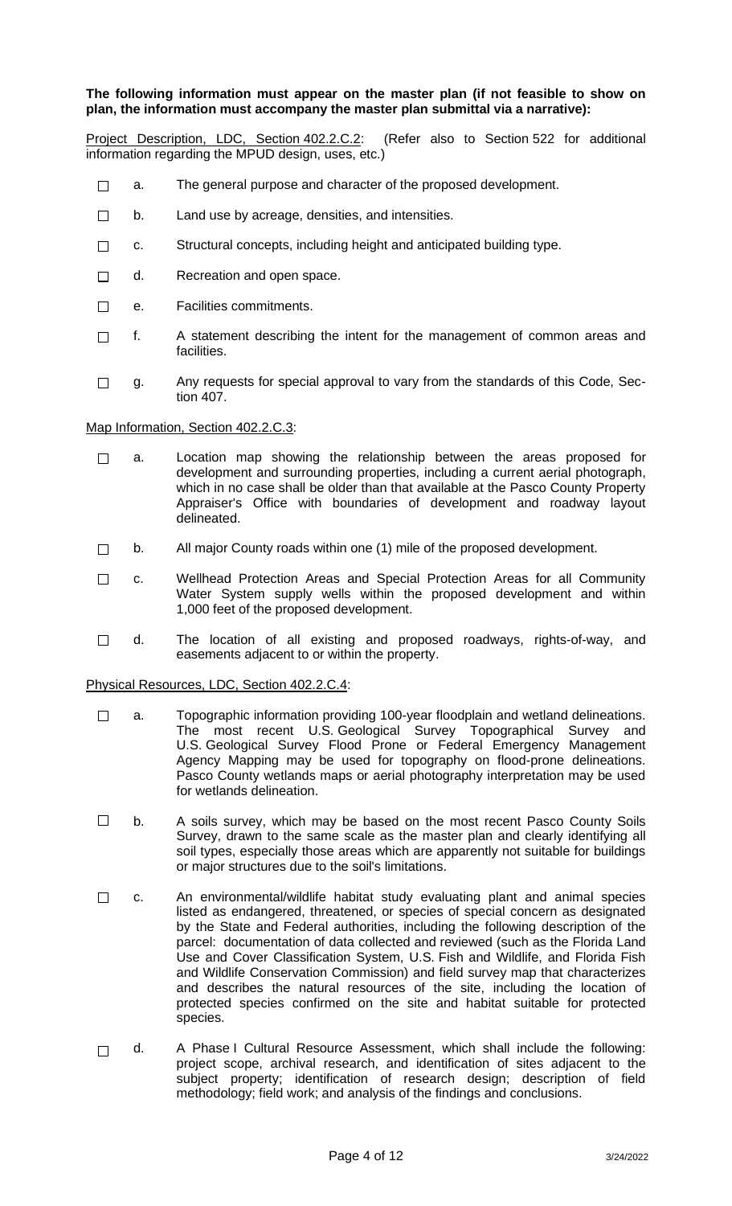**The following information must appear on the master plan (if not feasible to show on plan, the information must accompany the master plan submittal via a narrative):**

Project Description, LDC, Section 402.2.C.2: (Refer also to Section 522 for additional information regarding the MPUD design, uses, etc.)

- ☐ a. The general purpose and character of the proposed development.
- ☐ b. Land use by acreage, densities, and intensities.
- ☐ c. Structural concepts, including height and anticipated building type.
- ☐ d. Recreation and open space.
- ☐ e. Facilities commitments.
- ☐ f. A statement describing the intent for the management of common areas and facilities.
- ☐ g. Any requests for special approval to vary from the standards of this Code, Section 407.

Map Information, Section 402.2.C.3:

- ☐ a. Location map showing the relationship between the areas proposed for development and surrounding properties, including a current aerial photograph, which in no case shall be older than that available at the Pasco County Property Appraiser's Office with boundaries of development and roadway layout delineated.
- ☐ b. All major County roads within one (1) mile of the proposed development.
- ☐ c. Wellhead Protection Areas and Special Protection Areas for all Community Water System supply wells within the proposed development and within 1,000 feet of the proposed development.
- ☐ d. The location of all existing and proposed roadways, rights-of-way, and easements adjacent to or within the property.

Physical Resources, LDC, Section 402.2.C.4:

- ☐ a. Topographic information providing 100-year floodplain and wetland delineations. The most recent U.S. Geological Survey Topographical Survey and U.S. Geological Survey Flood Prone or Federal Emergency Management Agency Mapping may be used for topography on flood-prone delineations. Pasco County wetlands maps or aerial photography interpretation may be used for wetlands delineation.
- ☐ b. A soils survey, which may be based on the most recent Pasco County Soils Survey, drawn to the same scale as the master plan and clearly identifying all soil types, especially those areas which are apparently not suitable for buildings or major structures due to the soil's limitations.
- ☐ c. An environmental/wildlife habitat study evaluating plant and animal species listed as endangered, threatened, or species of special concern as designated by the State and Federal authorities, including the following description of the parcel: documentation of data collected and reviewed (such as the Florida Land Use and Cover Classification System, U.S. Fish and Wildlife, and Florida Fish and Wildlife Conservation Commission) and field survey map that characterizes and describes the natural resources of the site, including the location of protected species confirmed on the site and habitat suitable for protected species.
- ☐ d. A Phase I Cultural Resource Assessment, which shall include the following: project scope, archival research, and identification of sites adjacent to the subject property; identification of research design; description of field methodology; field work; and analysis of the findings and conclusions.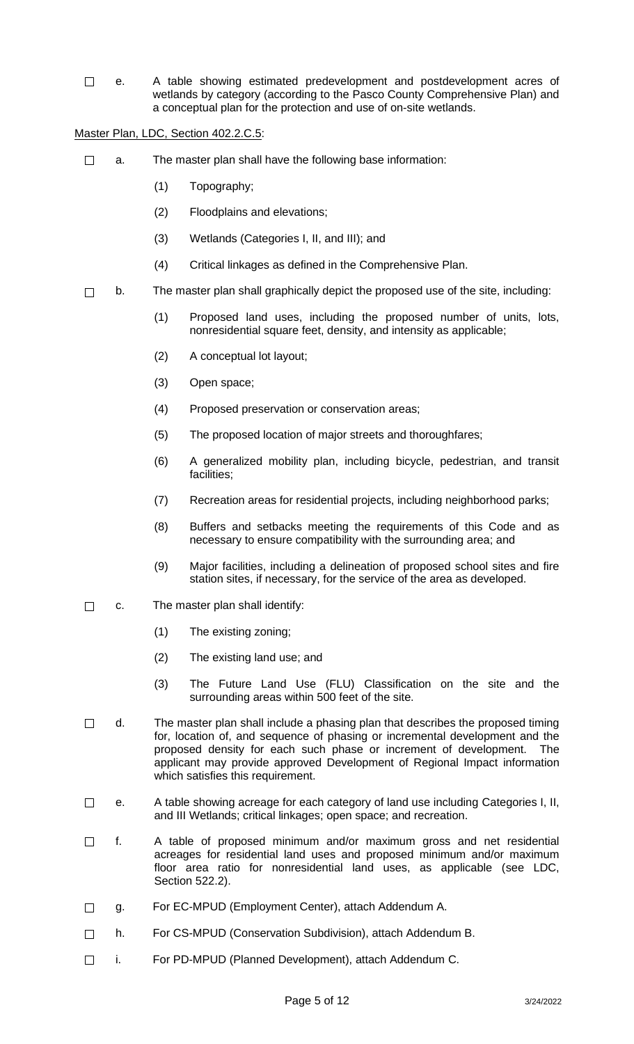☐ e. A table showing estimated predevelopment and postdevelopment acres of wetlands by category (according to the Pasco County Comprehensive Plan) and a conceptual plan for the protection and use of on-site wetlands.

<u>Master Plan, LDC, Section 402.2.C.5</u>:

☐ a. The master plan shall have the following base information:

- (1) Topography;
- (2) Floodplains and elevations;
- (3) Wetlands (Categories I, II, and III); and
- (4) Critical linkages as defined in the Comprehensive Plan.

☐ b. The master plan shall graphically depict the proposed use of the site, including:

- (1) Proposed land uses, including the proposed number of units, lots, nonresidential square feet, density, and intensity as applicable;
- (2) A conceptual lot layout;
- (3) Open space;
- (4) Proposed preservation or conservation areas;
- (5) The proposed location of major streets and thoroughfares;
- (6) A generalized mobility plan, including bicycle, pedestrian, and transit facilities;
- (7) Recreation areas for residential projects, including neighborhood parks;
- (8) Buffers and setbacks meeting the requirements of this Code and as necessary to ensure compatibility with the surrounding area; and
- (9) Major facilities, including a delineation of proposed school sites and fire station sites, if necessary, for the service of the area as developed.

☐ c. The master plan shall identify:

- (1) The existing zoning;
- (2) The existing land use; and
- (3) The Future Land Use (FLU) Classification on the site and the surrounding areas within 500 feet of the site.

☐ d. The master plan shall include a phasing plan that describes the proposed timing for, location of, and sequence of phasing or incremental development and the proposed density for each such phase or increment of development. The applicant may provide approved Development of Regional Impact information which satisfies this requirement.

☐ e. A table showing acreage for each category of land use including Categories I, II, and III Wetlands; critical linkages; open space; and recreation.

☐ f. A table of proposed minimum and/or maximum gross and net residential acreages for residential land uses and proposed minimum and/or maximum floor area ratio for nonresidential land uses, as applicable (see LDC, Section 522.2).

☐ g. For EC-MPUD (Employment Center), attach Addendum A.

☐ h. For CS-MPUD (Conservation Subdivision), attach Addendum B.

☐ i. For PD-MPUD (Planned Development), attach Addendum C.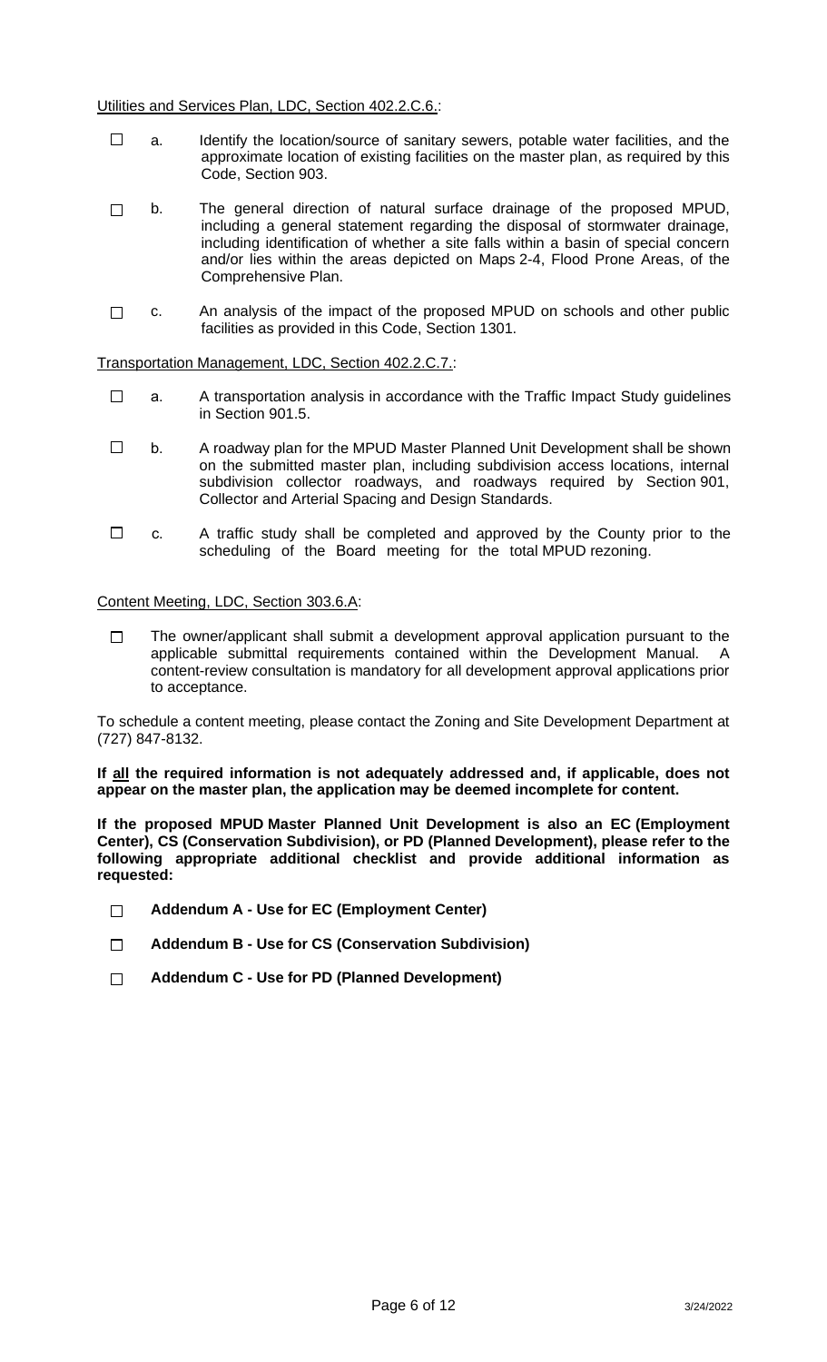Utilities and Services Plan, LDC, Section 402.2.C.6.:

- ☐ a. Identify the location/source of sanitary sewers, potable water facilities, and the approximate location of existing facilities on the master plan, as required by this Code, Section 903.
- ☐ b. The general direction of natural surface drainage of the proposed MPUD, including a general statement regarding the disposal of stormwater drainage, including identification of whether a site falls within a basin of special concern and/or lies within the areas depicted on Maps 2-4, Flood Prone Areas, of the Comprehensive Plan.
- ☐ c. An analysis of the impact of the proposed MPUD on schools and other public facilities as provided in this Code, Section 1301.

Transportation Management, LDC, Section 402.2.C.7.:

- ☐ a. A transportation analysis in accordance with the Traffic Impact Study guidelines in Section 901.5.
- ☐ b. A roadway plan for the MPUD Master Planned Unit Development shall be shown on the submitted master plan, including subdivision access locations, internal subdivision collector roadways, and roadways required by Section 901, Collector and Arterial Spacing and Design Standards.
- ☐ c. A traffic study shall be completed and approved by the County prior to the scheduling of the Board meeting for the total MPUD rezoning.

Content Meeting, LDC, Section 303.6.A:

- ☐ The owner/applicant shall submit a development approval application pursuant to the applicable submittal requirements contained within the Development Manual. A content-review consultation is mandatory for all development approval applications prior to acceptance.

To schedule a content meeting, please contact the Zoning and Site Development Department at (727) 847-8132.

**If all the required information is not adequately addressed and, if applicable, does not appear on the master plan, the application may be deemed incomplete for content.**

**If the proposed MPUD Master Planned Unit Development is also an EC (Employment Center), CS (Conservation Subdivision), or PD (Planned Development), please refer to the following appropriate additional checklist and provide additional information as requested:**

- ☐ **Addendum A - Use for EC (Employment Center)**
- ☐ **Addendum B - Use for CS (Conservation Subdivision)**
- ☐ **Addendum C - Use for PD (Planned Development)**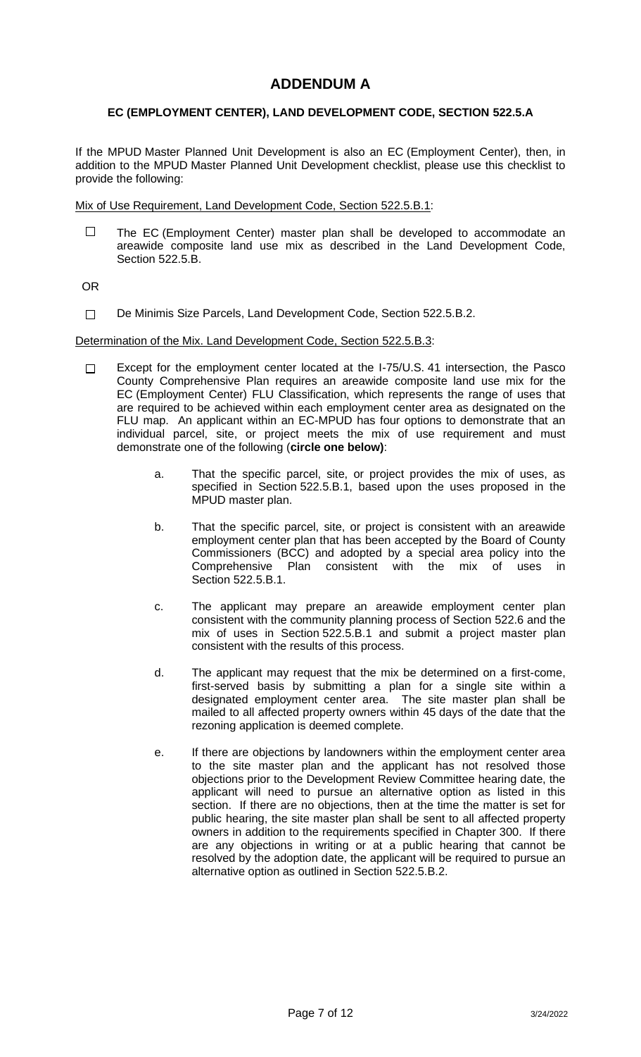# ADDENDUM A

### EC (EMPLOYMENT CENTER), LAND DEVELOPMENT CODE, SECTION 522.5.A

If the MPUD Master Planned Unit Development is also an EC (Employment Center), then, in addition to the MPUD Master Planned Unit Development checklist, please use this checklist to provide the following:

<u>Mix of Use Requirement, Land Development Code, Section 522.5.B.1</u>:

- ☐ The EC (Employment Center) master plan shall be developed to accommodate an areawide composite land use mix as described in the Land Development Code, Section 522.5.B.

OR

- ☐ De Minimis Size Parcels, Land Development Code, Section 522.5.B.2.

<u>Determination of the Mix. Land Development Code, Section 522.5.B.3</u>:

- ☐ Except for the employment center located at the I-75/U.S. 41 intersection, the Pasco County Comprehensive Plan requires an areawide composite land use mix for the EC (Employment Center) FLU Classification, which represents the range of uses that are required to be achieved within each employment center area as designated on the FLU map. An applicant within an EC-MPUD has four options to demonstrate that an individual parcel, site, or project meets the mix of use requirement and must demonstrate one of the following (**circle one below)**:

  a. That the specific parcel, site, or project provides the mix of uses, as specified in Section 522.5.B.1, based upon the uses proposed in the MPUD master plan.

  b. That the specific parcel, site, or project is consistent with an areawide employment center plan that has been accepted by the Board of County Commissioners (BCC) and adopted by a special area policy into the Comprehensive Plan consistent with the mix of uses in Section 522.5.B.1.

  c. The applicant may prepare an areawide employment center plan consistent with the community planning process of Section 522.6 and the mix of uses in Section 522.5.B.1 and submit a project master plan consistent with the results of this process.

  d. The applicant may request that the mix be determined on a first-come, first-served basis by submitting a plan for a single site within a designated employment center area. The site master plan shall be mailed to all affected property owners within 45 days of the date that the rezoning application is deemed complete.

  e. If there are objections by landowners within the employment center area to the site master plan and the applicant has not resolved those objections prior to the Development Review Committee hearing date, the applicant will need to pursue an alternative option as listed in this section. If there are no objections, then at the time the matter is set for public hearing, the site master plan shall be sent to all affected property owners in addition to the requirements specified in Chapter 300. If there are any objections in writing or at a public hearing that cannot be resolved by the adoption date, the applicant will be required to pursue an alternative option as outlined in Section 522.5.B.2.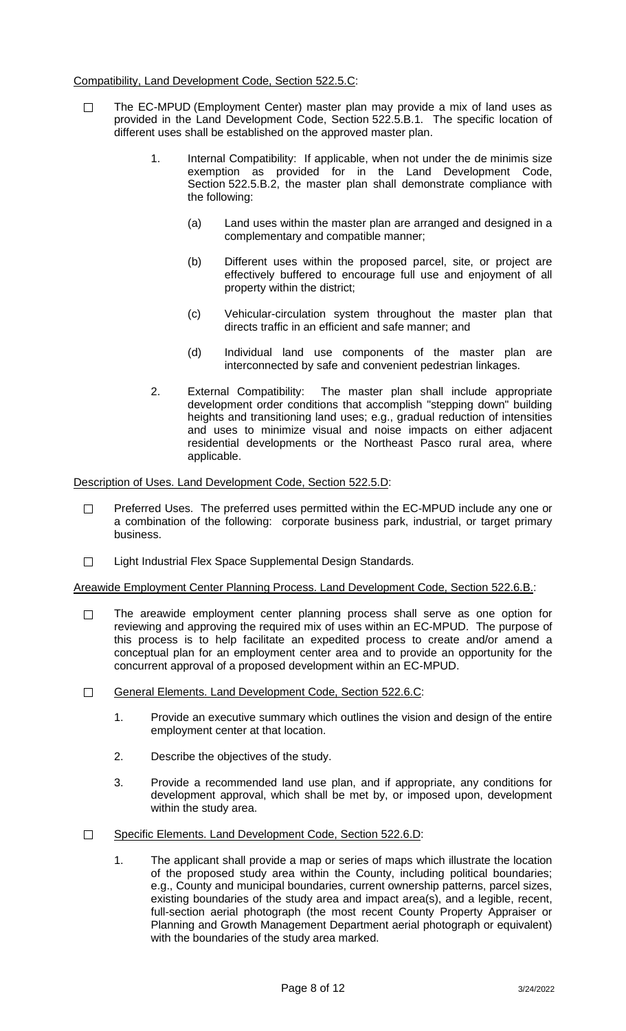Compatibility, Land Development Code, Section 522.5.C:

- ☐ The EC-MPUD (Employment Center) master plan may provide a mix of land uses as provided in the Land Development Code, Section 522.5.B.1. The specific location of different uses shall be established on the approved master plan.

  1. Internal Compatibility: If applicable, when not under the de minimis size exemption as provided for in the Land Development Code, Section 522.5.B.2, the master plan shall demonstrate compliance with the following:

     (a) Land uses within the master plan are arranged and designed in a complementary and compatible manner;

     (b) Different uses within the proposed parcel, site, or project are effectively buffered to encourage full use and enjoyment of all property within the district;

     (c) Vehicular-circulation system throughout the master plan that directs traffic in an efficient and safe manner; and

     (d) Individual land use components of the master plan are interconnected by safe and convenient pedestrian linkages.

  2. External Compatibility: The master plan shall include appropriate development order conditions that accomplish "stepping down" building heights and transitioning land uses; e.g., gradual reduction of intensities and uses to minimize visual and noise impacts on either adjacent residential developments or the Northeast Pasco rural area, where applicable.

Description of Uses. Land Development Code, Section 522.5.D:

- ☐ Preferred Uses. The preferred uses permitted within the EC-MPUD include any one or a combination of the following: corporate business park, industrial, or target primary business.

- ☐ Light Industrial Flex Space Supplemental Design Standards.

Areawide Employment Center Planning Process. Land Development Code, Section 522.6.B.:

- ☐ The areawide employment center planning process shall serve as one option for reviewing and approving the required mix of uses within an EC-MPUD. The purpose of this process is to help facilitate an expedited process to create and/or amend a conceptual plan for an employment center area and to provide an opportunity for the concurrent approval of a proposed development within an EC-MPUD.

- ☐ General Elements. Land Development Code, Section 522.6.C:

  1. Provide an executive summary which outlines the vision and design of the entire employment center at that location.

  2. Describe the objectives of the study.

  3. Provide a recommended land use plan, and if appropriate, any conditions for development approval, which shall be met by, or imposed upon, development within the study area.

- ☐ Specific Elements. Land Development Code, Section 522.6.D:

  1. The applicant shall provide a map or series of maps which illustrate the location of the proposed study area within the County, including political boundaries; e.g., County and municipal boundaries, current ownership patterns, parcel sizes, existing boundaries of the study area and impact area(s), and a legible, recent, full-section aerial photograph (the most recent County Property Appraiser or Planning and Growth Management Department aerial photograph or equivalent) with the boundaries of the study area marked.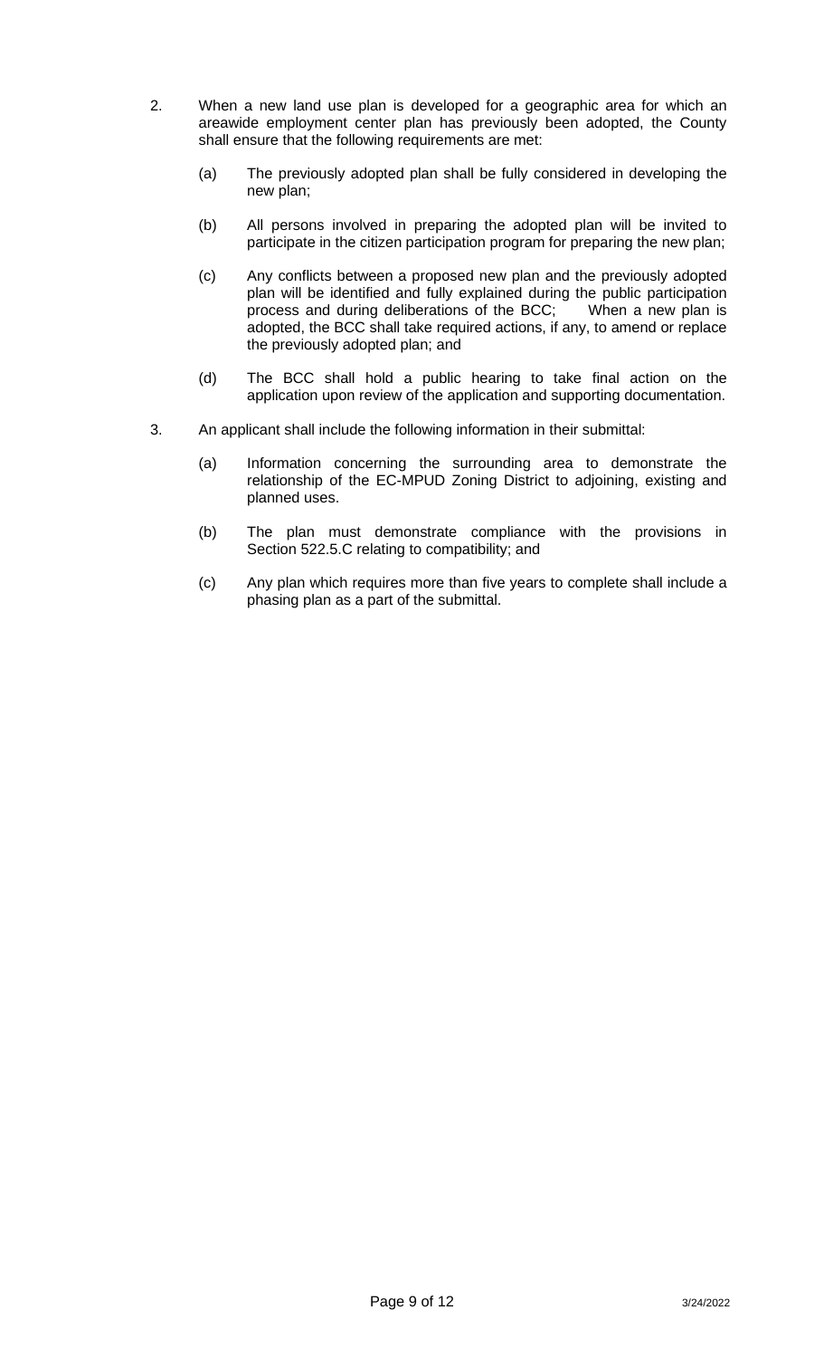2. When a new land use plan is developed for a geographic area for which an areawide employment center plan has previously been adopted, the County shall ensure that the following requirements are met:

   (a) The previously adopted plan shall be fully considered in developing the new plan;

   (b) All persons involved in preparing the adopted plan will be invited to participate in the citizen participation program for preparing the new plan;

   (c) Any conflicts between a proposed new plan and the previously adopted plan will be identified and fully explained during the public participation process and during deliberations of the BCC; When a new plan is adopted, the BCC shall take required actions, if any, to amend or replace the previously adopted plan; and

   (d) The BCC shall hold a public hearing to take final action on the application upon review of the application and supporting documentation.

3. An applicant shall include the following information in their submittal:

   (a) Information concerning the surrounding area to demonstrate the relationship of the EC-MPUD Zoning District to adjoining, existing and planned uses.

   (b) The plan must demonstrate compliance with the provisions in Section 522.5.C relating to compatibility; and

   (c) Any plan which requires more than five years to complete shall include a phasing plan as a part of the submittal.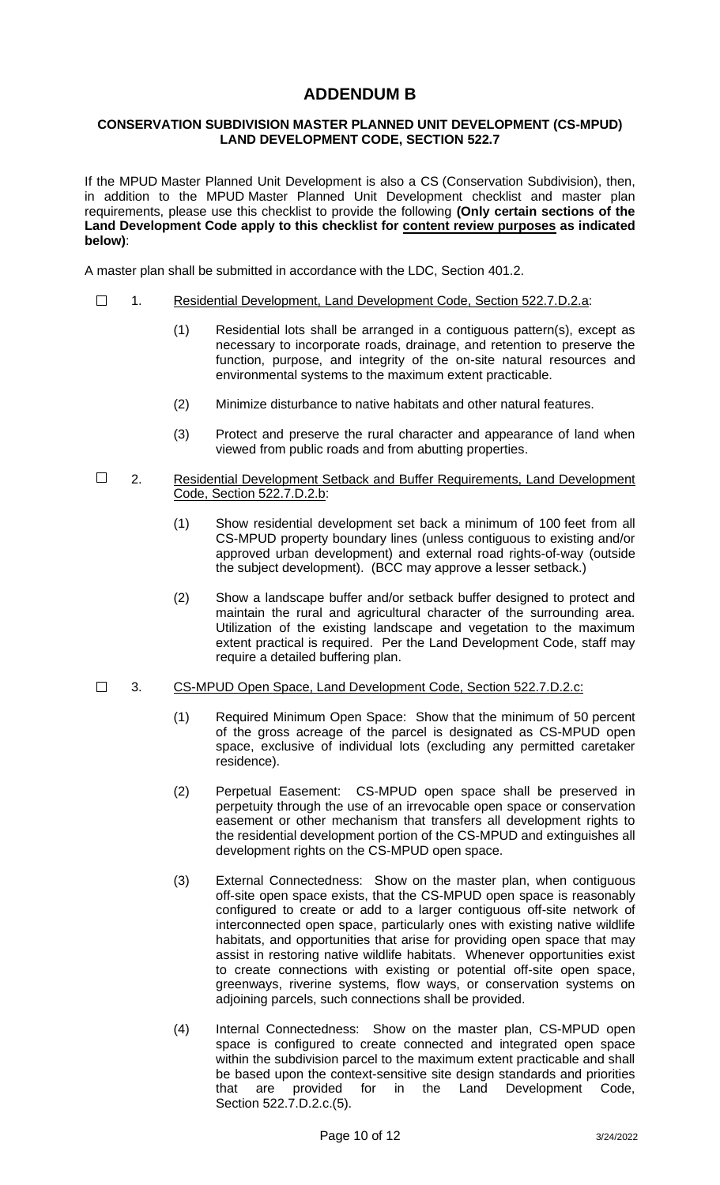# ADDENDUM B

## CONSERVATION SUBDIVISION MASTER PLANNED UNIT DEVELOPMENT (CS-MPUD) LAND DEVELOPMENT CODE, SECTION 522.7

If the MPUD Master Planned Unit Development is also a CS (Conservation Subdivision), then, in addition to the MPUD Master Planned Unit Development checklist and master plan requirements, please use this checklist to provide the following **(Only certain sections of the Land Development Code apply to this checklist for <u>content review purposes</u> as indicated below)**:

A master plan shall be submitted in accordance with the LDC, Section 401.2.

☐ 1. <u>Residential Development, Land Development Code, Section 522.7.D.2.a</u>:

(1) Residential lots shall be arranged in a contiguous pattern(s), except as necessary to incorporate roads, drainage, and retention to preserve the function, purpose, and integrity of the on-site natural resources and environmental systems to the maximum extent practicable.

(2) Minimize disturbance to native habitats and other natural features.

(3) Protect and preserve the rural character and appearance of land when viewed from public roads and from abutting properties.

☐ 2. <u>Residential Development Setback and Buffer Requirements, Land Development Code, Section 522.7.D.2.b</u>:

(1) Show residential development set back a minimum of 100 feet from all CS-MPUD property boundary lines (unless contiguous to existing and/or approved urban development) and external road rights-of-way (outside the subject development). (BCC may approve a lesser setback.)

(2) Show a landscape buffer and/or setback buffer designed to protect and maintain the rural and agricultural character of the surrounding area. Utilization of the existing landscape and vegetation to the maximum extent practical is required. Per the Land Development Code, staff may require a detailed buffering plan.

☐ 3. <u>CS-MPUD Open Space, Land Development Code, Section 522.7.D.2.c:</u>

(1) Required Minimum Open Space: Show that the minimum of 50 percent of the gross acreage of the parcel is designated as CS-MPUD open space, exclusive of individual lots (excluding any permitted caretaker residence).

(2) Perpetual Easement: CS-MPUD open space shall be preserved in perpetuity through the use of an irrevocable open space or conservation easement or other mechanism that transfers all development rights to the residential development portion of the CS-MPUD and extinguishes all development rights on the CS-MPUD open space.

(3) External Connectedness: Show on the master plan, when contiguous off-site open space exists, that the CS-MPUD open space is reasonably configured to create or add to a larger contiguous off-site network of interconnected open space, particularly ones with existing native wildlife habitats, and opportunities that arise for providing open space that may assist in restoring native wildlife habitats. Whenever opportunities exist to create connections with existing or potential off-site open space, greenways, riverine systems, flow ways, or conservation systems on adjoining parcels, such connections shall be provided.

(4) Internal Connectedness: Show on the master plan, CS-MPUD open space is configured to create connected and integrated open space within the subdivision parcel to the maximum extent practicable and shall be based upon the context-sensitive site design standards and priorities that are provided for in the Land Development Code, Section 522.7.D.2.c.(5).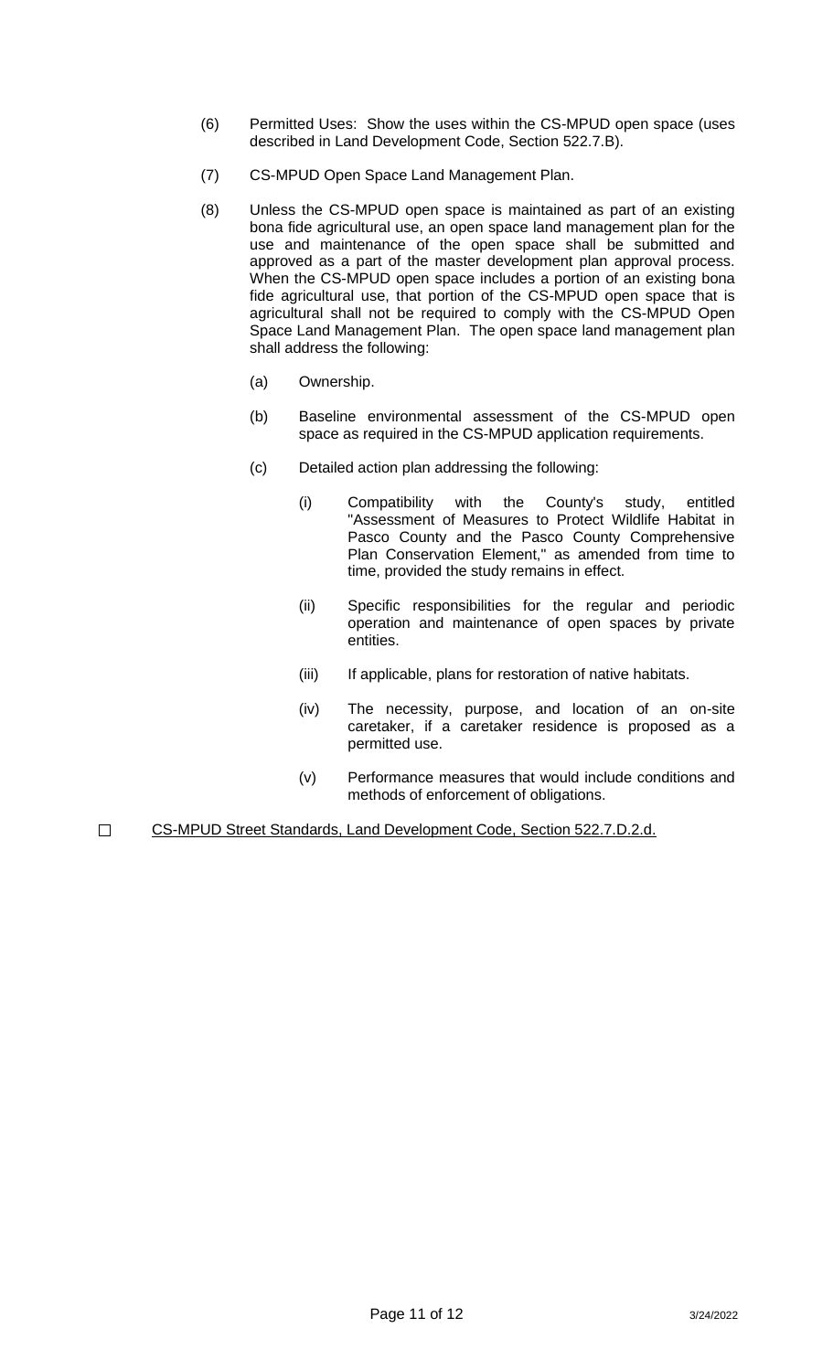(6) Permitted Uses: Show the uses within the CS-MPUD open space (uses described in Land Development Code, Section 522.7.B).

(7) CS-MPUD Open Space Land Management Plan.

(8) Unless the CS-MPUD open space is maintained as part of an existing bona fide agricultural use, an open space land management plan for the use and maintenance of the open space shall be submitted and approved as a part of the master development plan approval process. When the CS-MPUD open space includes a portion of an existing bona fide agricultural use, that portion of the CS-MPUD open space that is agricultural shall not be required to comply with the CS-MPUD Open Space Land Management Plan. The open space land management plan shall address the following:

  (a) Ownership.

  (b) Baseline environmental assessment of the CS-MPUD open space as required in the CS-MPUD application requirements.

  (c) Detailed action plan addressing the following:

    (i) Compatibility with the County's study, entitled "Assessment of Measures to Protect Wildlife Habitat in Pasco County and the Pasco County Comprehensive Plan Conservation Element," as amended from time to time, provided the study remains in effect.

    (ii) Specific responsibilities for the regular and periodic operation and maintenance of open spaces by private entities.

    (iii) If applicable, plans for restoration of native habitats.

    (iv) The necessity, purpose, and location of an on-site caretaker, if a caretaker residence is proposed as a permitted use.

    (v) Performance measures that would include conditions and methods of enforcement of obligations.

☐ <u>CS-MPUD Street Standards, Land Development Code, Section 522.7.D.2.d.</u>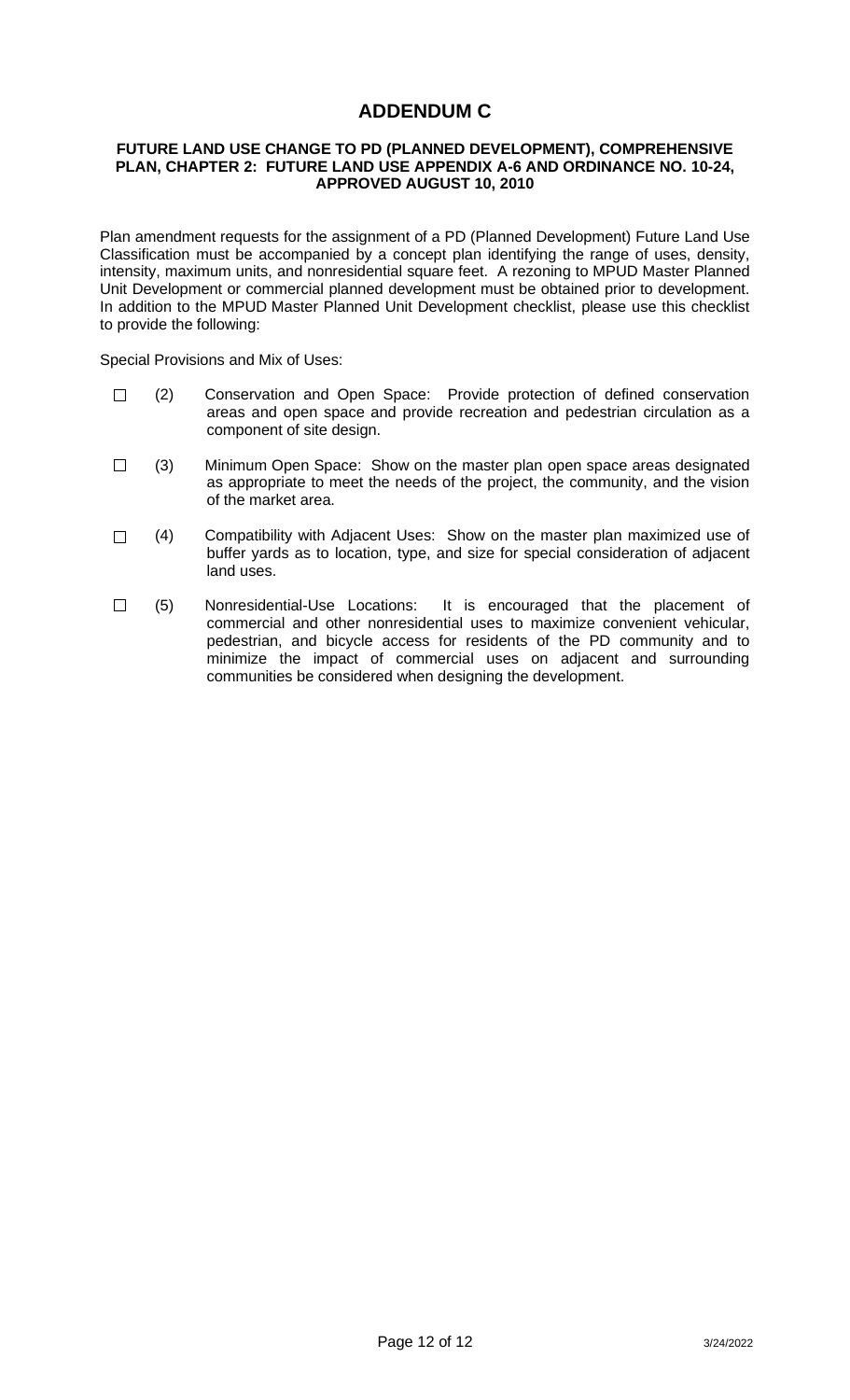# ADDENDUM C

**FUTURE LAND USE CHANGE TO PD (PLANNED DEVELOPMENT), COMPREHENSIVE PLAN, CHAPTER 2: FUTURE LAND USE APPENDIX A-6 AND ORDINANCE NO. 10-24, APPROVED AUGUST 10, 2010**

Plan amendment requests for the assignment of a PD (Planned Development) Future Land Use Classification must be accompanied by a concept plan identifying the range of uses, density, intensity, maximum units, and nonresidential square feet. A rezoning to MPUD Master Planned Unit Development or commercial planned development must be obtained prior to development. In addition to the MPUD Master Planned Unit Development checklist, please use this checklist to provide the following:

Special Provisions and Mix of Uses:

- ☐ (2) Conservation and Open Space: Provide protection of defined conservation areas and open space and provide recreation and pedestrian circulation as a component of site design.
- ☐ (3) Minimum Open Space: Show on the master plan open space areas designated as appropriate to meet the needs of the project, the community, and the vision of the market area.
- ☐ (4) Compatibility with Adjacent Uses: Show on the master plan maximized use of buffer yards as to location, type, and size for special consideration of adjacent land uses.
- ☐ (5) Nonresidential-Use Locations: It is encouraged that the placement of commercial and other nonresidential uses to maximize convenient vehicular, pedestrian, and bicycle access for residents of the PD community and to minimize the impact of commercial uses on adjacent and surrounding communities be considered when designing the development.